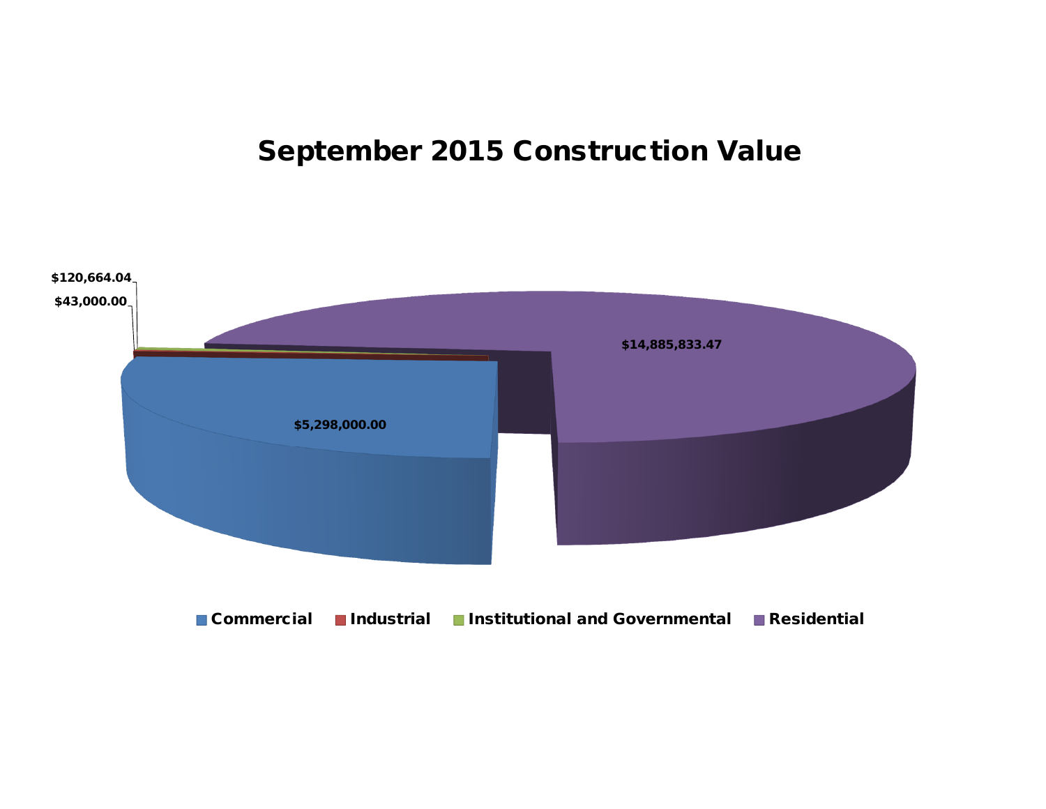# September 2015 Construction Value

$120,664.04

$43,000.00

$14,885,833.47

$5,298,000.00

Commercial  Industrial  Institutional and Governmental  Residential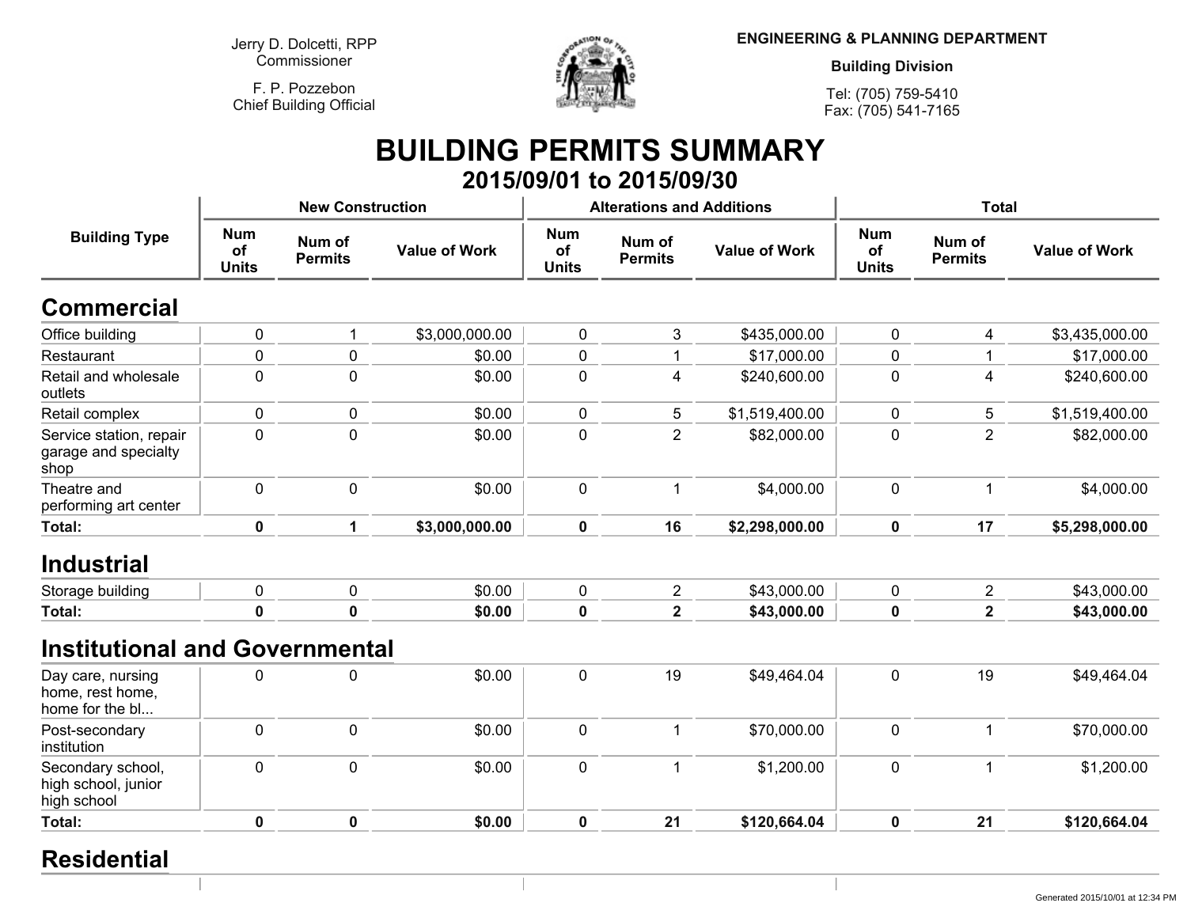Jerry D. Dolcetti, RPP
Commissioner

F. P. Pozzebon
Chief Building Official

**ENGINEERING & PLANNING DEPARTMENT**

**Building Division**

Tel: (705) 759-5410
Fax: (705) 541-7165

# BUILDING PERMITS SUMMARY

## 2015/09/01 to 2015/09/30

| Building Type | New Construction | | | Alterations and Additions | | | Total | | |
|---|---|---|---|---|---|---|---|---|---|
| | Num of Units | Num of Permits | Value of Work | Num of Units | Num of Permits | Value of Work | Num of Units | Num of Permits | Value of Work |
| **Commercial** | | | | | | | | | |
| Office building | 0 | 1 | $3,000,000.00 | 0 | 3 | $435,000.00 | 0 | 4 | $3,435,000.00 |
| Restaurant | 0 | 0 | $0.00 | 0 | 1 | $17,000.00 | 0 | 1 | $17,000.00 |
| Retail and wholesale outlets | 0 | 0 | $0.00 | 0 | 4 | $240,600.00 | 0 | 4 | $240,600.00 |
| Retail complex | 0 | 0 | $0.00 | 0 | 5 | $1,519,400.00 | 0 | 5 | $1,519,400.00 |
| Service station, repair garage and specialty shop | 0 | 0 | $0.00 | 0 | 2 | $82,000.00 | 0 | 2 | $82,000.00 |
| Theatre and performing art center | 0 | 0 | $0.00 | 0 | 1 | $4,000.00 | 0 | 1 | $4,000.00 |
| **Total:** | **0** | **1** | **$3,000,000.00** | **0** | **16** | **$2,298,000.00** | **0** | **17** | **$5,298,000.00** |
| **Industrial** | | | | | | | | | |
| Storage building | 0 | 0 | $0.00 | 0 | 2 | $43,000.00 | 0 | 2 | $43,000.00 |
| **Total:** | **0** | **0** | **$0.00** | **0** | **2** | **$43,000.00** | **0** | **2** | **$43,000.00** |
| **Institutional and Governmental** | | | | | | | | | |
| Day care, nursing home, rest home, home for the bl... | 0 | 0 | $0.00 | 0 | 19 | $49,464.04 | 0 | 19 | $49,464.04 |
| Post-secondary institution | 0 | 0 | $0.00 | 0 | 1 | $70,000.00 | 0 | 1 | $70,000.00 |
| Secondary school, high school, junior high school | 0 | 0 | $0.00 | 0 | 1 | $1,200.00 | 0 | 1 | $1,200.00 |
| **Total:** | **0** | **0** | **$0.00** | **0** | **21** | **$120,664.04** | **0** | **21** | **$120,664.04** |
| **Residential** | | | | | | | | | |

Generated 2015/10/01 at 12:34 PM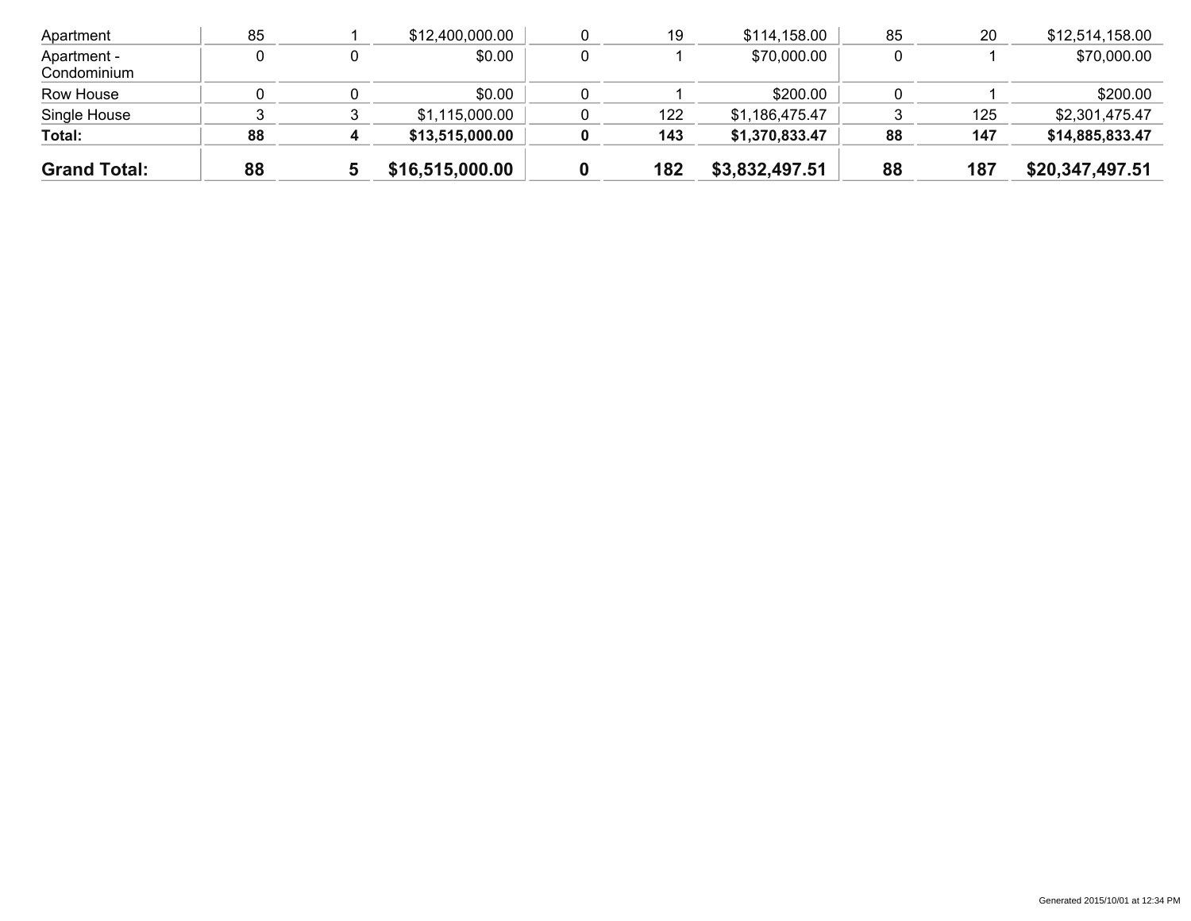| | | | | | | | | | |
|---|---|---|---|---|---|---|---|---|---|
| Apartment | 85 | 1 | $12,400,000.00 | 0 | 19 | $114,158.00 | 85 | 20 | $12,514,158.00 |
| Apartment - Condominium | 0 | 0 | $0.00 | 0 | 1 | $70,000.00 | 0 | 1 | $70,000.00 |
| Row House | 0 | 0 | $0.00 | 0 | 1 | $200.00 | 0 | 1 | $200.00 |
| Single House | 3 | 3 | $1,115,000.00 | 0 | 122 | $1,186,475.47 | 3 | 125 | $2,301,475.47 |
| **Total:** | **88** | **4** | **$13,515,000.00** | **0** | **143** | **$1,370,833.47** | **88** | **147** | **$14,885,833.47** |
| **Grand Total:** | **88** | **5** | **$16,515,000.00** | **0** | **182** | **$3,832,497.51** | **88** | **187** | **$20,347,497.51** |

Generated 2015/10/01 at 12:34 PM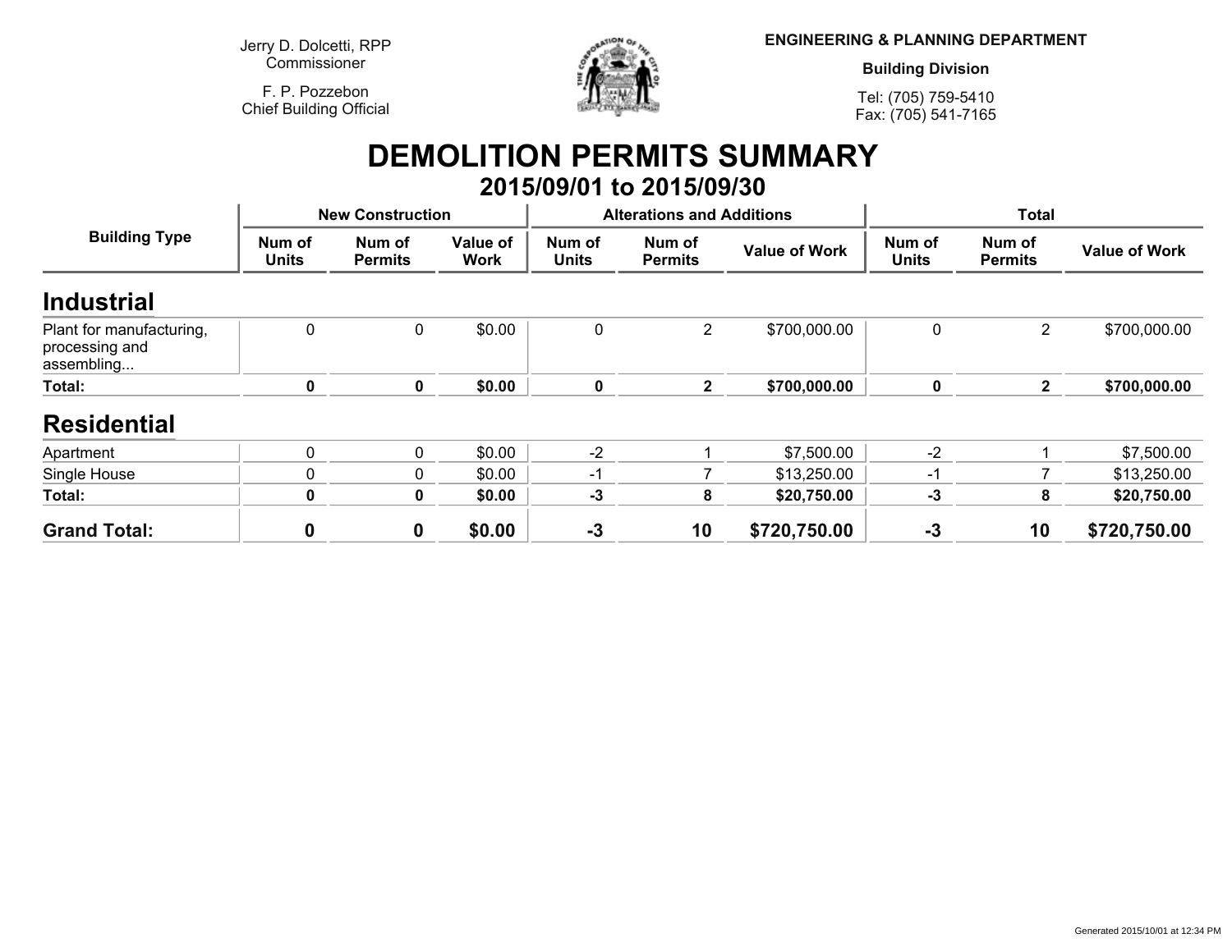Jerry D. Dolcetti, RPP
Commissioner

F. P. Pozzebon
Chief Building Official

**ENGINEERING & PLANNING DEPARTMENT**

**Building Division**

Tel: (705) 759-5410
Fax: (705) 541-7165

# DEMOLITION PERMITS SUMMARY

## 2015/09/01 to 2015/09/30

| Building Type | New Construction | | | Alterations and Additions | | | Total | | |
|---|---|---|---|---|---|---|---|---|---|
| | Num of Units | Num of Permits | Value of Work | Num of Units | Num of Permits | Value of Work | Num of Units | Num of Permits | Value of Work |
| **Industrial** | | | | | | | | | |
| Plant for manufacturing, processing and assembling... | 0 | 0 | $0.00 | 0 | 2 | $700,000.00 | 0 | 2 | $700,000.00 |
| **Total:** | **0** | **0** | **$0.00** | **0** | **2** | **$700,000.00** | **0** | **2** | **$700,000.00** |
| **Residential** | | | | | | | | | |
| Apartment | 0 | 0 | $0.00 | -2 | 1 | $7,500.00 | -2 | 1 | $7,500.00 |
| Single House | 0 | 0 | $0.00 | -1 | 7 | $13,250.00 | -1 | 7 | $13,250.00 |
| **Total:** | **0** | **0** | **$0.00** | **-3** | **8** | **$20,750.00** | **-3** | **8** | **$20,750.00** |
| **Grand Total:** | **0** | **0** | **$0.00** | **-3** | **10** | **$720,750.00** | **-3** | **10** | **$720,750.00** |

Generated 2015/10/01 at 12:34 PM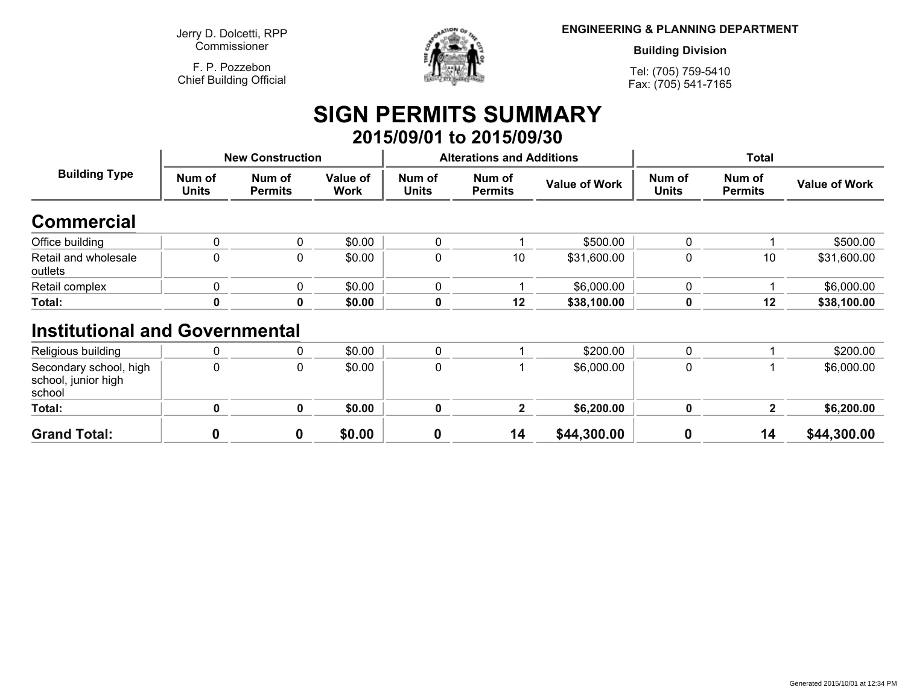Jerry D. Dolcetti, RPP
Commissioner

F. P. Pozzebon
Chief Building Official

**ENGINEERING & PLANNING DEPARTMENT**

**Building Division**

Tel: (705) 759-5410
Fax: (705) 541-7165

# SIGN PERMITS SUMMARY

## 2015/09/01 to 2015/09/30

| Building Type | New Construction | | | Alterations and Additions | | | Total | | |
|---|---|---|---|---|---|---|---|---|---|
| | Num of Units | Num of Permits | Value of Work | Num of Units | Num of Permits | Value of Work | Num of Units | Num of Permits | Value of Work |
| **Commercial** | | | | | | | | | |
| Office building | 0 | 0 | $0.00 | 0 | 1 | $500.00 | 0 | 1 | $500.00 |
| Retail and wholesale outlets | 0 | 0 | $0.00 | 0 | 10 | $31,600.00 | 0 | 10 | $31,600.00 |
| Retail complex | 0 | 0 | $0.00 | 0 | 1 | $6,000.00 | 0 | 1 | $6,000.00 |
| **Total:** | **0** | **0** | **$0.00** | **0** | **12** | **$38,100.00** | **0** | **12** | **$38,100.00** |
| **Institutional and Governmental** | | | | | | | | | |
| Religious building | 0 | 0 | $0.00 | 0 | 1 | $200.00 | 0 | 1 | $200.00 |
| Secondary school, high school, junior high school | 0 | 0 | $0.00 | 0 | 1 | $6,000.00 | 0 | 1 | $6,000.00 |
| **Total:** | **0** | **0** | **$0.00** | **0** | **2** | **$6,200.00** | **0** | **2** | **$6,200.00** |
| **Grand Total:** | **0** | **0** | **$0.00** | **0** | **14** | **$44,300.00** | **0** | **14** | **$44,300.00** |

Generated 2015/10/01 at 12:34 PM